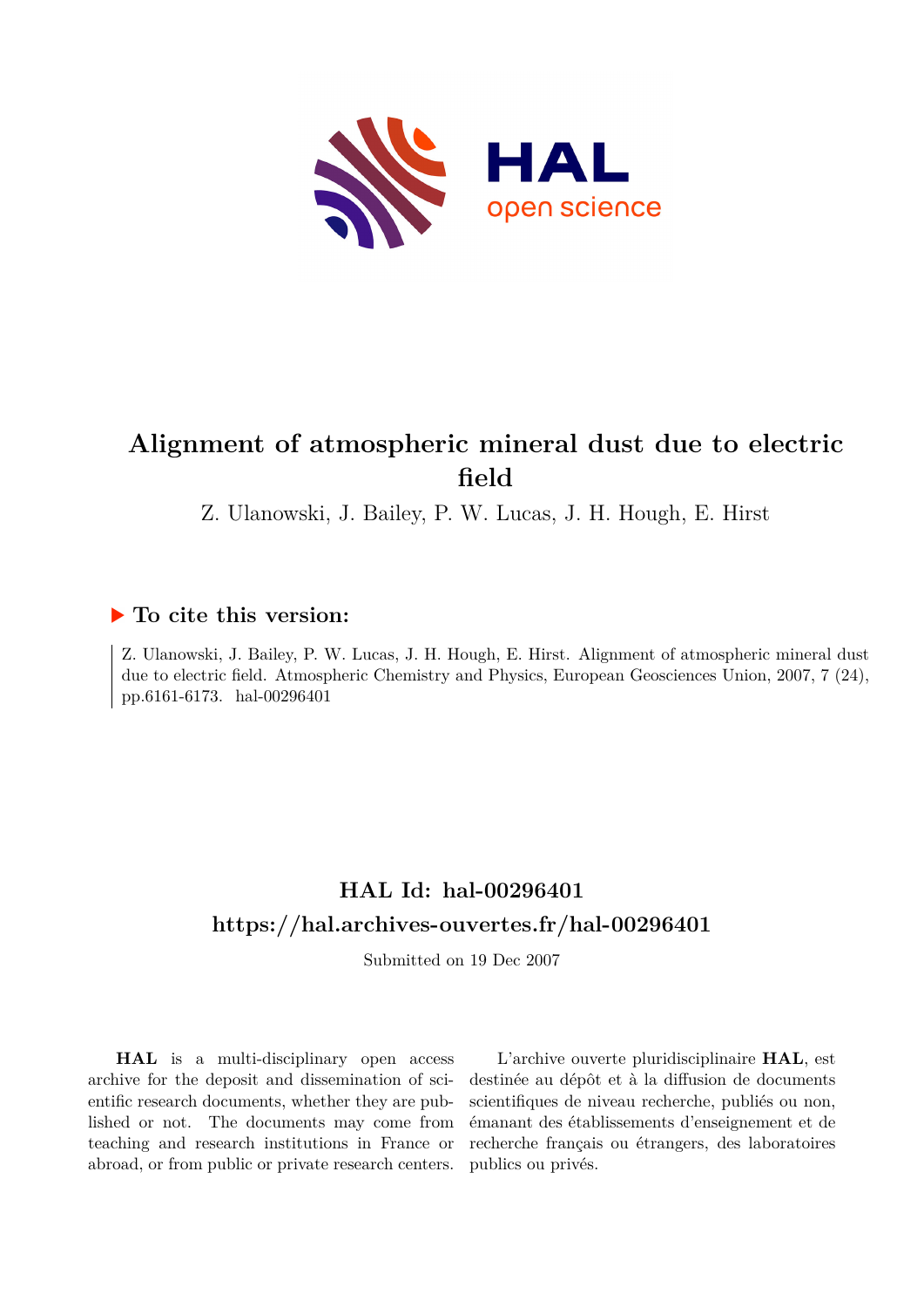# Alignment of atmospheric mineral dust due to electric field

Z. Ulanowski, J. Bailey, P. W. Lucas, J. H. Hough, E. Hirst

## ▶ To cite this version:

Z. Ulanowski, J. Bailey, P. W. Lucas, J. H. Hough, E. Hirst. Alignment of atmospheric mineral dust due to electric field. Atmospheric Chemistry and Physics, European Geosciences Union, 2007, 7 (24), pp.6161-6173. hal-00296401

## HAL Id: hal-00296401

## https://hal.archives-ouvertes.fr/hal-00296401

Submitted on 19 Dec 2007

**HAL** is a multi-disciplinary open access archive for the deposit and dissemination of scientific research documents, whether they are published or not. The documents may come from teaching and research institutions in France or abroad, or from public or private research centers.

L'archive ouverte pluridisciplinaire **HAL**, est destinée au dépôt et à la diffusion de documents scientifiques de niveau recherche, publiés ou non, émanant des établissements d'enseignement et de recherche français ou étrangers, des laboratoires publics ou privés.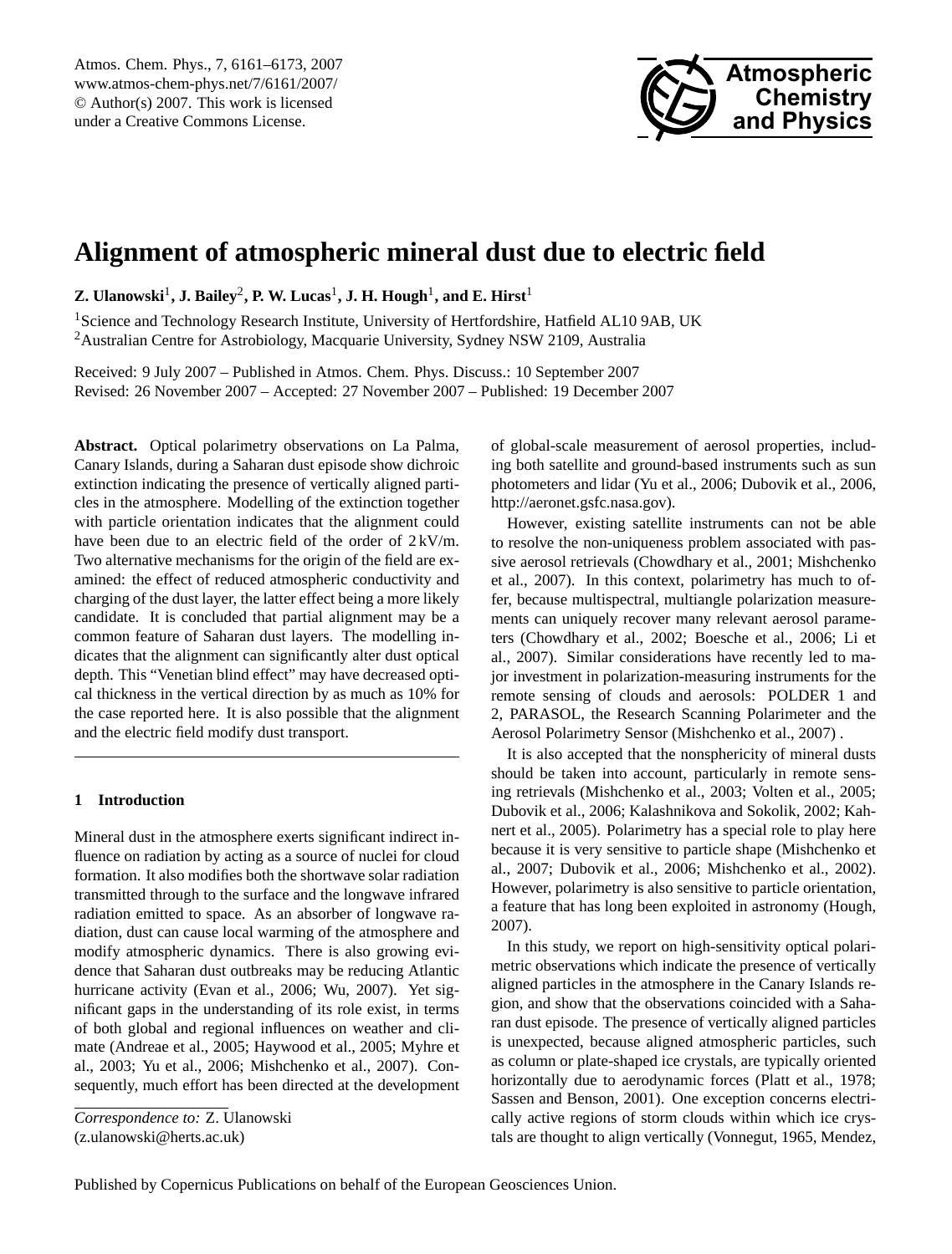# Alignment of atmospheric mineral dust due to electric field

**Z. Ulanowski**[1], **J. Bailey**[2], **P. W. Lucas**[1], **J. H. Hough**[1], **and E. Hirst**[1]

[1]Science and Technology Research Institute, University of Hertfordshire, Hatfield AL10 9AB, UK

[2]Australian Centre for Astrobiology, Macquarie University, Sydney NSW 2109, Australia

Received: 9 July 2007 – Published in Atmos. Chem. Phys. Discuss.: 10 September 2007

Revised: 26 November 2007 – Accepted: 27 November 2007 – Published: 19 December 2007

**Abstract.** Optical polarimetry observations on La Palma, Canary Islands, during a Saharan dust episode show dichroic extinction indicating the presence of vertically aligned particles in the atmosphere. Modelling of the extinction together with particle orientation indicates that the alignment could have been due to an electric field of the order of 2 kV/m. Two alternative mechanisms for the origin of the field are examined: the effect of reduced atmospheric conductivity and charging of the dust layer, the latter effect being a more likely candidate. It is concluded that partial alignment may be a common feature of Saharan dust layers. The modelling indicates that the alignment can significantly alter dust optical depth. This "Venetian blind effect" may have decreased optical thickness in the vertical direction by as much as 10% for the case reported here. It is also possible that the alignment and the electric field modify dust transport.

## 1 Introduction

Mineral dust in the atmosphere exerts significant indirect influence on radiation by acting as a source of nuclei for cloud formation. It also modifies both the shortwave solar radiation transmitted through to the surface and the longwave infrared radiation emitted to space. As an absorber of longwave radiation, dust can cause local warming of the atmosphere and modify atmospheric dynamics. There is also growing evidence that Saharan dust outbreaks may be reducing Atlantic hurricane activity (Evan et al., 2006; Wu, 2007). Yet significant gaps in the understanding of its role exist, in terms of both global and regional influences on weather and climate (Andreae et al., 2005; Haywood et al., 2005; Myhre et al., 2003; Yu et al., 2006; Mishchenko et al., 2007). Consequently, much effort has been directed at the development of global-scale measurement of aerosol properties, including both satellite and ground-based instruments such as sun photometers and lidar (Yu et al., 2006; Dubovik et al., 2006, http://aeronet.gsfc.nasa.gov).

However, existing satellite instruments can not be able to resolve the non-uniqueness problem associated with passive aerosol retrievals (Chowdhary et al., 2001; Mishchenko et al., 2007). In this context, polarimetry has much to offer, because multispectral, multiangle polarization measurements can uniquely recover many relevant aerosol parameters (Chowdhary et al., 2002; Boesche et al., 2006; Li et al., 2007). Similar considerations have recently led to major investment in polarization-measuring instruments for the remote sensing of clouds and aerosols: POLDER 1 and 2, PARASOL, the Research Scanning Polarimeter and the Aerosol Polarimetry Sensor (Mishchenko et al., 2007) .

It is also accepted that the nonsphericity of mineral dusts should be taken into account, particularly in remote sensing retrievals (Mishchenko et al., 2003; Volten et al., 2005; Dubovik et al., 2006; Kalashnikova and Sokolik, 2002; Kahnert et al., 2005). Polarimetry has a special role to play here because it is very sensitive to particle shape (Mishchenko et al., 2007; Dubovik et al., 2006; Mishchenko et al., 2002). However, polarimetry is also sensitive to particle orientation, a feature that has long been exploited in astronomy (Hough, 2007).

In this study, we report on high-sensitivity optical polarimetric observations which indicate the presence of vertically aligned particles in the atmosphere in the Canary Islands region, and show that the observations coincided with a Saharan dust episode. The presence of vertically aligned particles is unexpected, because aligned atmospheric particles, such as column or plate-shaped ice crystals, are typically oriented horizontally due to aerodynamic forces (Platt et al., 1978; Sassen and Benson, 2001). One exception concerns electrically active regions of storm clouds within which ice crystals are thought to align vertically (Vonnegut, 1965, Mendez,

*Correspondence to:* Z. Ulanowski
(z.ulanowski@herts.ac.uk)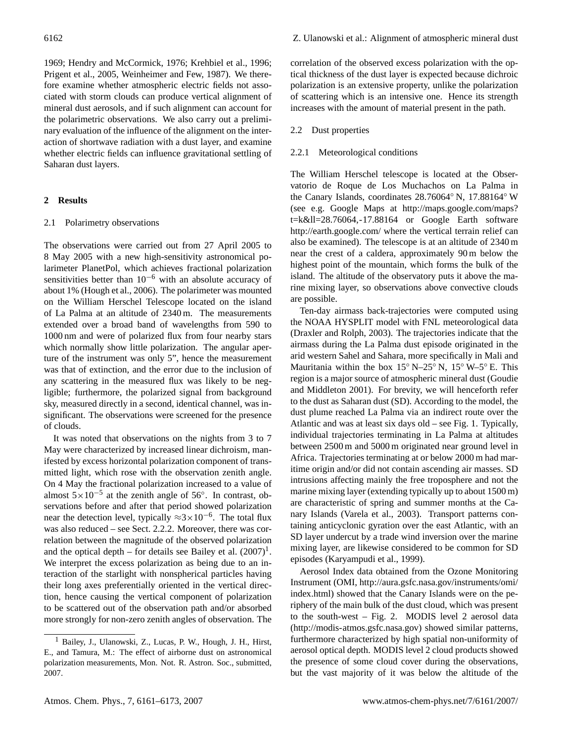1969; Hendry and McCormick, 1976; Krehbiel et al., 1996; Prigent et al., 2005, Weinheimer and Few, 1987). We therefore examine whether atmospheric electric fields not associated with storm clouds can produce vertical alignment of mineral dust aerosols, and if such alignment can account for the polarimetric observations. We also carry out a preliminary evaluation of the influence of the alignment on the interaction of shortwave radiation with a dust layer, and examine whether electric fields can influence gravitational settling of Saharan dust layers.

## 2 Results

### 2.1 Polarimetry observations

The observations were carried out from 27 April 2005 to 8 May 2005 with a new high-sensitivity astronomical polarimeter PlanetPol, which achieves fractional polarization sensitivities better than $10^{-6}$ with an absolute accuracy of about 1% (Hough et al., 2006). The polarimeter was mounted on the William Herschel Telescope located on the island of La Palma at an altitude of 2340 m. The measurements extended over a broad band of wavelengths from 590 to 1000 nm and were of polarized flux from four nearby stars which normally show little polarization. The angular aperture of the instrument was only 5", hence the measurement was that of extinction, and the error due to the inclusion of any scattering in the measured flux was likely to be negligible; furthermore, the polarized signal from background sky, measured directly in a second, identical channel, was insignificant. The observations were screened for the presence of clouds.

It was noted that observations on the nights from 3 to 7 May were characterized by increased linear dichroism, manifested by excess horizontal polarization component of transmitted light, which rose with the observation zenith angle. On 4 May the fractional polarization increased to a value of almost $5\times10^{-5}$ at the zenith angle of 56°. In contrast, observations before and after that period showed polarization near the detection level, typically $\approx3\times10^{-6}$. The total flux was also reduced – see Sect. 2.2.2. Moreover, there was correlation between the magnitude of the observed polarization and the optical depth – for details see Bailey et al. (2007)[1]. We interpret the excess polarization as being due to an interaction of the starlight with nonspherical particles having their long axes preferentially oriented in the vertical direction, hence causing the vertical component of polarization to be scattered out of the observation path and/or absorbed more strongly for non-zero zenith angles of observation. The correlation of the observed excess polarization with the optical thickness of the dust layer is expected because dichroic polarization is an extensive property, unlike the polarization of scattering which is an intensive one. Hence its strength increases with the amount of material present in the path.

[1] Bailey, J., Ulanowski, Z., Lucas, P. W., Hough, J. H., Hirst, E., and Tamura, M.: The effect of airborne dust on astronomical polarization measurements, Mon. Not. R. Astron. Soc., submitted, 2007.

### 2.2 Dust properties

#### 2.2.1 Meteorological conditions

The William Herschel telescope is located at the Observatorio de Roque de Los Muchachos on La Palma in the Canary Islands, coordinates 28.76064° N, 17.88164° W (see e.g. Google Maps at http://maps.google.com/maps?t=k&ll=28.76064,-17.88164 or Google Earth software http://earth.google.com/ where the vertical terrain relief can also be examined). The telescope is at an altitude of 2340 m near the crest of a caldera, approximately 90 m below the highest point of the mountain, which forms the bulk of the island. The altitude of the observatory puts it above the marine mixing layer, so observations above convective clouds are possible.

Ten-day airmass back-trajectories were computed using the NOAA HYSPLIT model with FNL meteorological data (Draxler and Rolph, 2003). The trajectories indicate that the airmass during the La Palma dust episode originated in the arid western Sahel and Sahara, more specifically in Mali and Mauritania within the box 15° N–25° N, 15° W–5° E. This region is a major source of atmospheric mineral dust (Goudie and Middleton 2001). For brevity, we will henceforth refer to the dust as Saharan dust (SD). According to the model, the dust plume reached La Palma via an indirect route over the Atlantic and was at least six days old – see Fig. 1. Typically, individual trajectories terminating in La Palma at altitudes between 2500 m and 5000 m originated near ground level in Africa. Trajectories terminating at or below 2000 m had maritime origin and/or did not contain ascending air masses. SD intrusions affecting mainly the free troposphere and not the marine mixing layer (extending typically up to about 1500 m) are characteristic of spring and summer months at the Canary Islands (Varela et al., 2003). Transport patterns containing anticyclonic gyration over the east Atlantic, with an SD layer undercut by a trade wind inversion over the marine mixing layer, are likewise considered to be common for SD episodes (Karyampudi et al., 1999).

Aerosol Index data obtained from the Ozone Monitoring Instrument (OMI, http://aura.gsfc.nasa.gov/instruments/omi/index.html) showed that the Canary Islands were on the periphery of the main bulk of the dust cloud, which was present to the south-west – Fig. 2. MODIS level 2 aerosol data (http://modis-atmos.gsfc.nasa.gov) showed similar patterns, furthermore characterized by high spatial non-uniformity of aerosol optical depth. MODIS level 2 cloud products showed the presence of some cloud cover during the observations, but the vast majority of it was below the altitude of the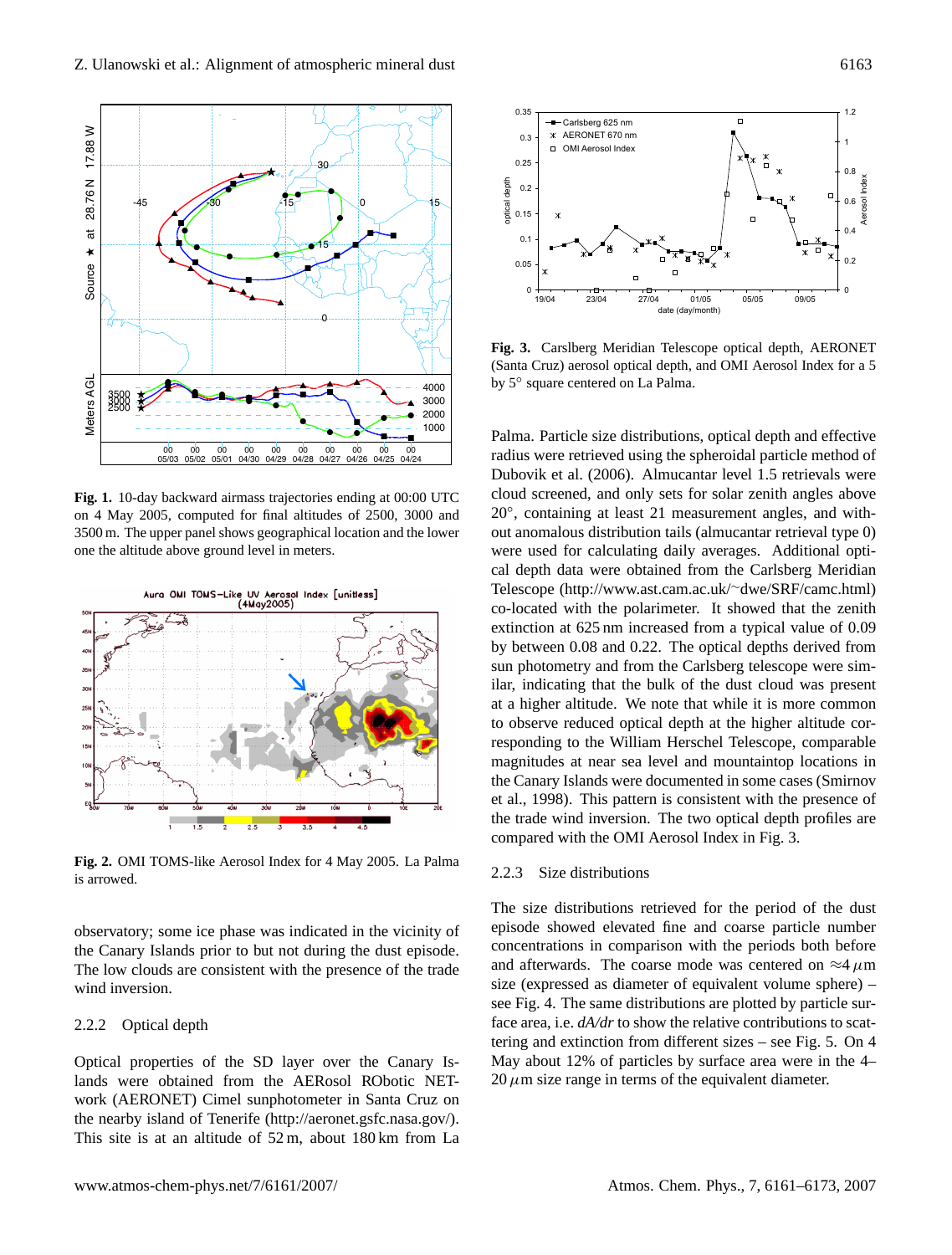**Fig. 1.** 10-day backward airmass trajectories ending at 00:00 UTC on 4 May 2005, computed for final altitudes of 2500, 3000 and 3500 m. The upper panel shows geographical location and the lower one the altitude above ground level in meters.

**Fig. 2.** OMI TOMS-like Aerosol Index for 4 May 2005. La Palma is arrowed.

observatory; some ice phase was indicated in the vicinity of the Canary Islands prior to but not during the dust episode. The low clouds are consistent with the presence of the trade wind inversion.

### 2.2.2 Optical depth

Optical properties of the SD layer over the Canary Islands were obtained from the AERosol RObotic NETwork (AERONET) Cimel sunphotometer in Santa Cruz on the nearby island of Tenerife (http://aeronet.gsfc.nasa.gov/). This site is at an altitude of 52 m, about 180 km from La Palma. Particle size distributions, optical depth and effective radius were retrieved using the spheroidal particle method of Dubovik et al. (2006). Almucantar level 1.5 retrievals were cloud screened, and only sets for solar zenith angles above 20°, containing at least 21 measurement angles, and without anomalous distribution tails (almucantar retrieval type 0) were used for calculating daily averages. Additional optical depth data were obtained from the Carlsberg Meridian Telescope (http://www.ast.cam.ac.uk/~dwe/SRF/camc.html) co-located with the polarimeter. It showed that the zenith extinction at 625 nm increased from a typical value of 0.09 by between 0.08 and 0.22. The optical depths derived from sun photometry and from the Carlsberg telescope were similar, indicating that the bulk of the dust cloud was present at a higher altitude. We note that while it is more common to observe reduced optical depth at the higher altitude corresponding to the William Herschel Telescope, comparable magnitudes at near sea level and mountaintop locations in the Canary Islands were documented in some cases (Smirnov et al., 1998). This pattern is consistent with the presence of the trade wind inversion. The two optical depth profiles are compared with the OMI Aerosol Index in Fig. 3.

**Fig. 3.** Carslberg Meridian Telescope optical depth, AERONET (Santa Cruz) aerosol optical depth, and OMI Aerosol Index for a 5 by 5° square centered on La Palma.

### 2.2.3 Size distributions

The size distributions retrieved for the period of the dust episode showed elevated fine and coarse particle number concentrations in comparison with the periods both before and afterwards. The coarse mode was centered on ≈4 $\mu$m size (expressed as diameter of equivalent volume sphere) – see Fig. 4. The same distributions are plotted by particle surface area, i.e. *dA/dr* to show the relative contributions to scattering and extinction from different sizes – see Fig. 5. On 4 May about 12% of particles by surface area were in the 4–20 $\mu$m size range in terms of the equivalent diameter.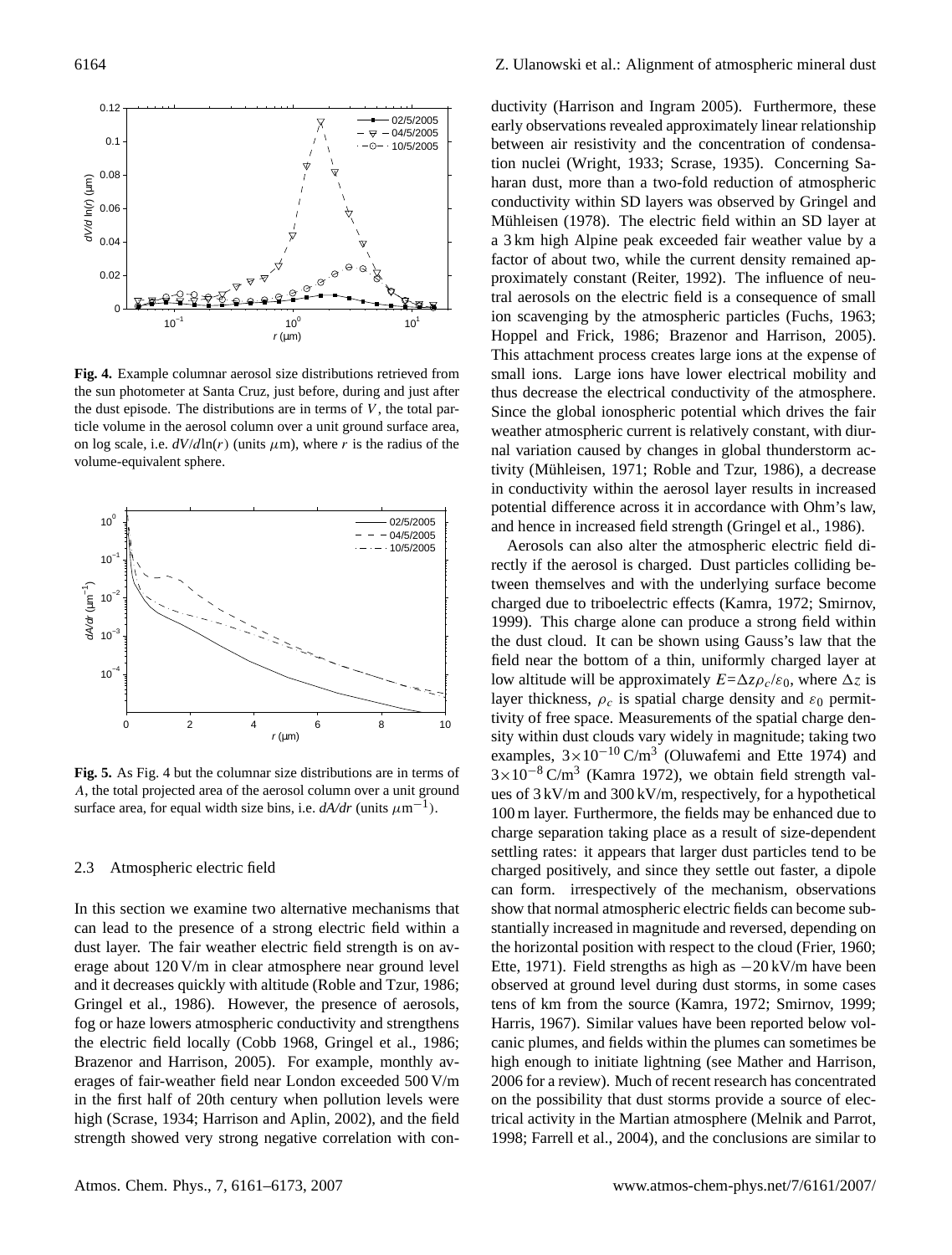**Fig. 4.** Example columnar aerosol size distributions retrieved from the sun photometer at Santa Cruz, just before, during and just after the dust episode. The distributions are in terms of $V$, the total particle volume in the aerosol column over a unit ground surface area, on log scale, i.e. $dV/d\ln(r)$ (units $\mu$m), where $r$ is the radius of the volume-equivalent sphere.

**Fig. 5.** As Fig. 4 but the columnar size distributions are in terms of $A$, the total projected area of the aerosol column over a unit ground surface area, for equal width size bins, i.e. $dA/dr$ (units $\mu m^{-1}$).

### 2.3 Atmospheric electric field

In this section we examine two alternative mechanisms that can lead to the presence of a strong electric field within a dust layer. The fair weather electric field strength is on average about 120 V/m in clear atmosphere near ground level and it decreases quickly with altitude (Roble and Tzur, 1986; Gringel et al., 1986). However, the presence of aerosols, fog or haze lowers atmospheric conductivity and strengthens the electric field locally (Cobb 1968, Gringel et al., 1986; Brazenor and Harrison, 2005). For example, monthly averages of fair-weather field near London exceeded 500 V/m in the first half of 20th century when pollution levels were high (Scrase, 1934; Harrison and Aplin, 2002), and the field strength showed very strong negative correlation with conductivity (Harrison and Ingram 2005). Furthermore, these early observations revealed approximately linear relationship between air resistivity and the concentration of condensation nuclei (Wright, 1933; Scrase, 1935). Concerning Saharan dust, more than a two-fold reduction of atmospheric conductivity within SD layers was observed by Gringel and Mühleisen (1978). The electric field within an SD layer at a 3 km high Alpine peak exceeded fair weather value by a factor of about two, while the current density remained approximately constant (Reiter, 1992). The influence of neutral aerosols on the electric field is a consequence of small ion scavenging by the atmospheric particles (Fuchs, 1963; Hoppel and Frick, 1986; Brazenor and Harrison, 2005). This attachment process creates large ions at the expense of small ions. Large ions have lower electrical mobility and thus decrease the electrical conductivity of the atmosphere. Since the global ionospheric potential which drives the fair weather atmospheric current is relatively constant, with diurnal variation caused by changes in global thunderstorm activity (Mühleisen, 1971; Roble and Tzur, 1986), a decrease in conductivity within the aerosol layer results in increased potential difference across it in accordance with Ohm's law, and hence in increased field strength (Gringel et al., 1986).

Aerosols can also alter the atmospheric electric field directly if the aerosol is charged. Dust particles colliding between themselves and with the underlying surface become charged due to triboelectric effects (Kamra, 1972; Smirnov, 1999). This charge alone can produce a strong field within the dust cloud. It can be shown using Gauss's law that the field near the bottom of a thin, uniformly charged layer at low altitude will be approximately $E=\Delta z \rho_c/\varepsilon_0$, where $\Delta z$ is layer thickness, $\rho_c$ is spatial charge density and $\varepsilon_0$ permittivity of free space. Measurements of the spatial charge density within dust clouds vary widely in magnitude; taking two examples, $3\times10^{-10}$ C/m$^3$ (Oluwafemi and Ette 1974) and $3\times10^{-8}$ C/m$^3$ (Kamra 1972), we obtain field strength values of 3 kV/m and 300 kV/m, respectively, for a hypothetical 100 m layer. Furthermore, the fields may be enhanced due to charge separation taking place as a result of size-dependent settling rates: it appears that larger dust particles tend to be charged positively, and since they settle out faster, a dipole can form. irrespectively of the mechanism, observations show that normal atmospheric electric fields can become substantially increased in magnitude and reversed, depending on the horizontal position with respect to the cloud (Frier, 1960; Ette, 1971). Field strengths as high as $-20$ kV/m have been observed at ground level during dust storms, in some cases tens of km from the source (Kamra, 1972; Smirnov, 1999; Harris, 1967). Similar values have been reported below volcanic plumes, and fields within the plumes can sometimes be high enough to initiate lightning (see Mather and Harrison, 2006 for a review). Much of recent research has concentrated on the possibility that dust storms provide a source of electrical activity in the Martian atmosphere (Melnik and Parrot, 1998; Farrell et al., 2004), and the conclusions are similar to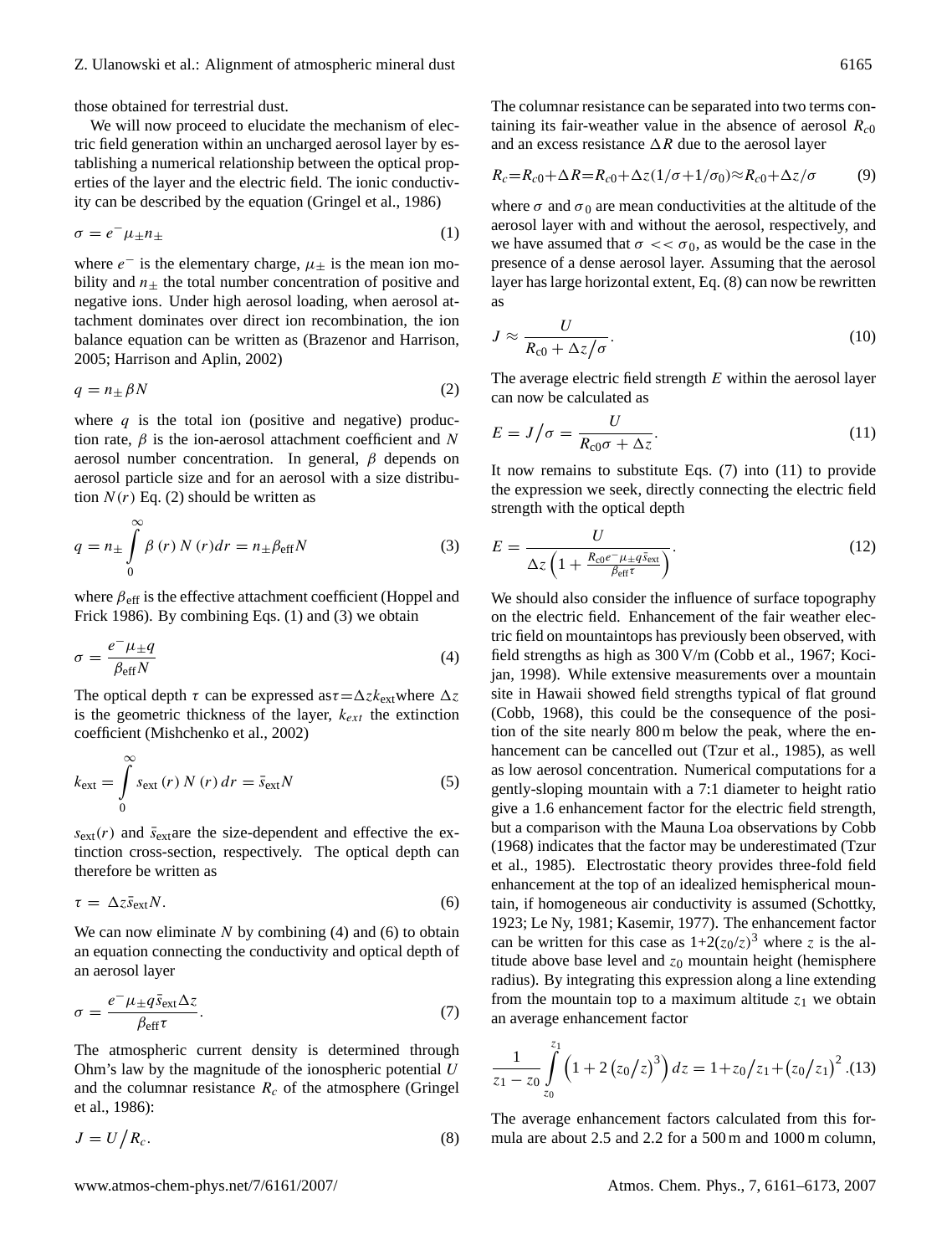those obtained for terrestrial dust.

We will now proceed to elucidate the mechanism of electric field generation within an uncharged aerosol layer by establishing a numerical relationship between the optical properties of the layer and the electric field. The ionic conductivity can be described by the equation (Gringel et al., 1986)

$$\sigma = e^{-}\mu_{\pm}n_{\pm} \tag{1}$$

where $e^{-}$ is the elementary charge, $\mu_{\pm}$ is the mean ion mobility and $n_{\pm}$ the total number concentration of positive and negative ions. Under high aerosol loading, when aerosol attachment dominates over direct ion recombination, the ion balance equation can be written as (Brazenor and Harrison, 2005; Harrison and Aplin, 2002)

$$q = n_{\pm}\beta N \tag{2}$$

where $q$ is the total ion (positive and negative) production rate, $\beta$ is the ion-aerosol attachment coefficient and $N$ aerosol number concentration. In general, $\beta$ depends on aerosol particle size and for an aerosol with a size distribution $N(r)$ Eq. (2) should be written as

$$q = n_{\pm}\int_{0}^{\infty}\beta(r)\,N(r)dr = n_{\pm}\beta_{\text{eff}}N \tag{3}$$

where $\beta_{\text{eff}}$ is the effective attachment coefficient (Hoppel and Frick 1986). By combining Eqs. (1) and (3) we obtain

$$\sigma = \frac{e^{-}\mu_{\pm}q}{\beta_{\text{eff}}N} \tag{4}$$

The optical depth $\tau$ can be expressed as $\tau=\Delta z k_{\text{ext}}$ where $\Delta z$ is the geometric thickness of the layer, $k_{ext}$ the extinction coefficient (Mishchenko et al., 2002)

$$k_{\text{ext}} = \int_{0}^{\infty}s_{\text{ext}}(r)\,N(r)\,dr = \bar{s}_{\text{ext}}N \tag{5}$$

$s_{\text{ext}}(r)$ and $\bar{s}_{\text{ext}}$ are the size-dependent and effective the extinction cross-section, respectively. The optical depth can therefore be written as

$$\tau = \Delta z\bar{s}_{\text{ext}}N. \tag{6}$$

We can now eliminate $N$ by combining (4) and (6) to obtain an equation connecting the conductivity and optical depth of an aerosol layer

$$\sigma = \frac{e^{-}\mu_{\pm}q\bar{s}_{\text{ext}}\Delta z}{\beta_{\text{eff}}\tau}. \tag{7}$$

The atmospheric current density is determined through Ohm's law by the magnitude of the ionospheric potential $U$ and the columnar resistance $R_c$ of the atmosphere (Gringel et al., 1986):

$$J = U/R_c. \tag{8}$$

The columnar resistance can be separated into two terms containing its fair-weather value in the absence of aerosol $R_{c0}$ and an excess resistance $\Delta R$ due to the aerosol layer

$$R_c = R_{c0}+\Delta R = R_{c0}+\Delta z(1/\sigma+1/\sigma_0)\approx R_{c0}+\Delta z/\sigma \tag{9}$$

where $\sigma$ and $\sigma_0$ are mean conductivities at the altitude of the aerosol layer with and without the aerosol, respectively, and we have assumed that $\sigma << \sigma_0$, as would be the case in the presence of a dense aerosol layer. Assuming that the aerosol layer has large horizontal extent, Eq. (8) can now be rewritten as

$$J \approx \frac{U}{R_{c0}+\Delta z/\sigma}. \tag{10}$$

The average electric field strength $E$ within the aerosol layer can now be calculated as

$$E = J/\sigma = \frac{U}{R_{c0}\sigma+\Delta z}. \tag{11}$$

It now remains to substitute Eqs. (7) into (11) to provide the expression we seek, directly connecting the electric field strength with the optical depth

$$E = \frac{U}{\Delta z\left(1+\frac{R_{c0}e^{-}\mu_{\pm}q\bar{s}_{\text{ext}}}{\beta_{\text{eff}}\tau}\right)}. \tag{12}$$

We should also consider the influence of surface topography on the electric field. Enhancement of the fair weather electric field on mountaintops has previously been observed, with field strengths as high as 300 V/m (Cobb et al., 1967; Kocijan, 1998). While extensive measurements over a mountain site in Hawaii showed field strengths typical of flat ground (Cobb, 1968), this could be the consequence of the position of the site nearly 800 m below the peak, where the enhancement can be cancelled out (Tzur et al., 1985), as well as low aerosol concentration. Numerical computations for a gently-sloping mountain with a 7:1 diameter to height ratio give a 1.6 enhancement factor for the electric field strength, but a comparison with the Mauna Loa observations by Cobb (1968) indicates that the factor may be underestimated (Tzur et al., 1985). Electrostatic theory provides three-fold field enhancement at the top of an idealized hemispherical mountain, if homogeneous air conductivity is assumed (Schottky, 1923; Le Ny, 1981; Kasemir, 1977). The enhancement factor can be written for this case as $1+2(z_0/z)^3$ where $z$ is the altitude above base level and $z_0$ mountain height (hemisphere radius). By integrating this expression along a line extending from the mountain top to a maximum altitude $z_1$ we obtain an average enhancement factor

$$\frac{1}{z_1-z_0}\int_{z_0}^{z_1}\left(1+2\left(z_0/z\right)^3\right)dz = 1+z_0/z_1+\left(z_0/z_1\right)^2. \tag{13}$$

The average enhancement factors calculated from this formula are about 2.5 and 2.2 for a 500 m and 1000 m column,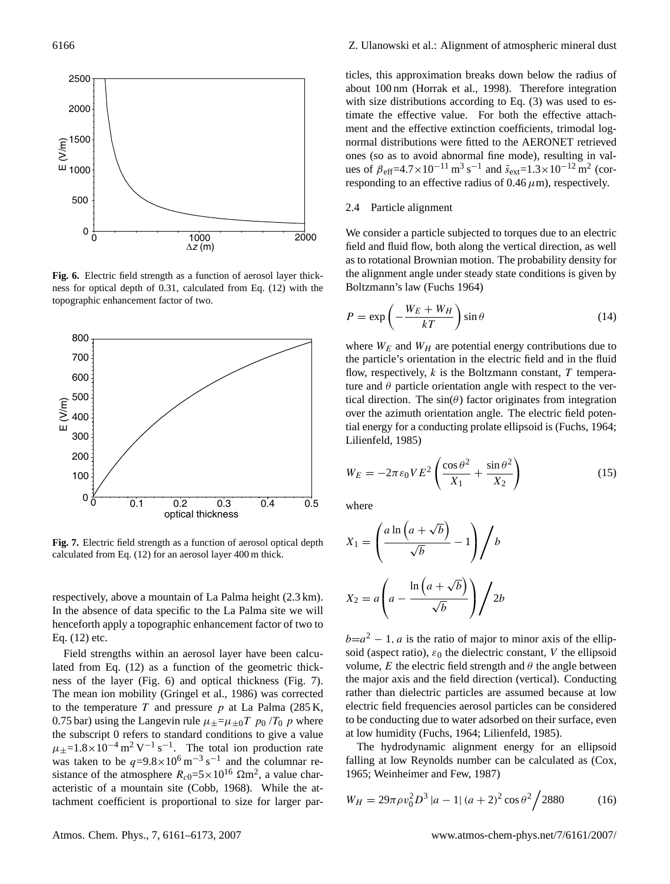**Fig. 6.** Electric field strength as a function of aerosol layer thickness for optical depth of 0.31, calculated from Eq. (12) with the topographic enhancement factor of two.

**Fig. 7.** Electric field strength as a function of aerosol optical depth calculated from Eq. (12) for an aerosol layer 400 m thick.

respectively, above a mountain of La Palma height (2.3 km). In the absence of data specific to the La Palma site we will henceforth apply a topographic enhancement factor of two to Eq. (12) etc.

Field strengths within an aerosol layer have been calculated from Eq. (12) as a function of the geometric thickness of the layer (Fig. 6) and optical thickness (Fig. 7). The mean ion mobility (Gringel et al., 1986) was corrected to the temperature $T$ and pressure $p$ at La Palma (285 K, 0.75 bar) using the Langevin rule $\mu_{\pm}=\mu_{\pm 0}T\ p_0\ /T_0\ p$ where the subscript 0 refers to standard conditions to give a value $\mu_{\pm}=1.8\times10^{-4}\,\mathrm{m^2\,V^{-1}\,s^{-1}}$. The total ion production rate was taken to be $q=9.8\times10^{6}\,\mathrm{m^{-3}\,s^{-1}}$ and the columnar resistance of the atmosphere $R_{c0}=5\times10^{16}\ \Omega\mathrm{m}^2$, a value characteristic of a mountain site (Cobb, 1968). While the attachment coefficient is proportional to size for larger particles, this approximation breaks down below the radius of about 100 nm (Horrak et al., 1998). Therefore integration with size distributions according to Eq. (3) was used to estimate the effective value. For both the effective attachment and the effective extinction coefficients, trimodal lognormal distributions were fitted to the AERONET retrieved ones (so as to avoid abnormal fine mode), resulting in values of $\beta_{\mathrm{eff}}=4.7\times10^{-11}\,\mathrm{m^3\,s^{-1}}$ and $\bar{s}_{\mathrm{ext}}=1.3\times10^{-12}\,\mathrm{m^2}$ (corresponding to an effective radius of 0.46 $\mu$m), respectively.

### 2.4 Particle alignment

We consider a particle subjected to torques due to an electric field and fluid flow, both along the vertical direction, as well as to rotational Brownian motion. The probability density for the alignment angle under steady state conditions is given by Boltzmann's law (Fuchs 1964)

$$P = \exp\left(-\frac{W_E + W_H}{kT}\right)\sin\theta \tag{14}$$

where $W_E$ and $W_H$ are potential energy contributions due to the particle's orientation in the electric field and in the fluid flow, respectively, $k$ is the Boltzmann constant, $T$ temperature and $\theta$ particle orientation angle with respect to the vertical direction. The $\sin(\theta)$ factor originates from integration over the azimuth orientation angle. The electric field potential energy for a conducting prolate ellipsoid is (Fuchs, 1964; Lilienfeld, 1985)

$$W_E = -2\pi\varepsilon_0 V E^2\left(\frac{\cos\theta^2}{X_1} + \frac{\sin\theta^2}{X_2}\right) \tag{15}$$

where

$$X_1 = \left(\frac{a\ln\left(a+\sqrt{b}\right)}{\sqrt{b}} - 1\right)\Big/ b$$

$$X_2 = a\left(a - \frac{\ln\left(a+\sqrt{b}\right)}{\sqrt{b}}\right)\Big/ 2b$$

$b=a^2-1$, $a$ is the ratio of major to minor axis of the ellipsoid (aspect ratio), $\varepsilon_0$ the dielectric constant, $V$ the ellipsoid volume, $E$ the electric field strength and $\theta$ the angle between the major axis and the field direction (vertical). Conducting rather than dielectric particles are assumed because at low electric field frequencies aerosol particles can be considered to be conducting due to water adsorbed on their surface, even at low humidity (Fuchs, 1964; Lilienfeld, 1985).

The hydrodynamic alignment energy for an ellipsoid falling at low Reynolds number can be calculated as (Cox, 1965; Weinheimer and Few, 1987)

$$W_H = 29\pi\rho v_0^2 D^3\,|a-1|\,(a+2)^2\cos\theta^2\Big/2880 \tag{16}$$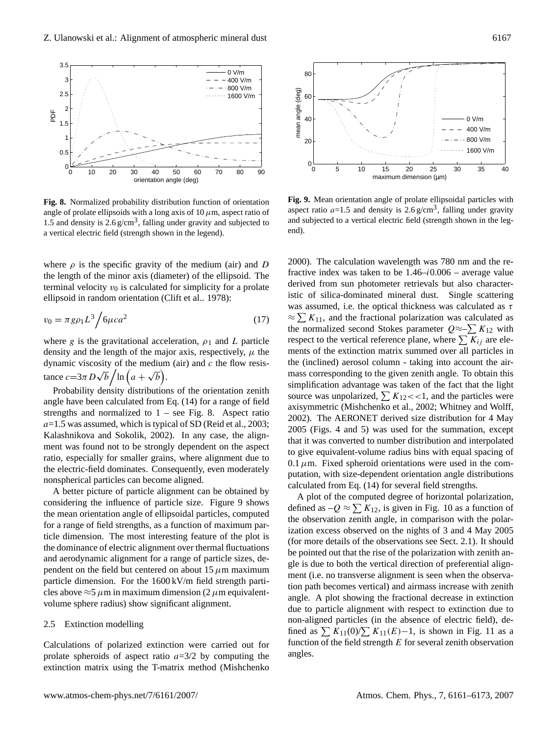**Fig. 8.** Normalized probability distribution function of orientation angle of prolate ellipsoids with a long axis of 10 $\mu$m, aspect ratio of 1.5 and density is 2.6 g/cm$^3$, falling under gravity and subjected to a vertical electric field (strength shown in the legend).

**Fig. 9.** Mean orientation angle of prolate ellipsoidal particles with aspect ratio $a$=1.5 and density is 2.6 g/cm$^3$, falling under gravity and subjected to a vertical electric field (strength shown in the legend).

where $\rho$ is the specific gravity of the medium (air) and $D$ the length of the minor axis (diameter) of the ellipsoid. The terminal velocity $v_0$ is calculated for simplicity for a prolate ellipsoid in random orientation (Clift et al.. 1978):

$$v_0 = \pi g \rho_1 L^3 \Big/ 6\mu c a^2 \tag{17}$$

where $g$ is the gravitational acceleration, $\rho_1$ and $L$ particle density and the length of the major axis, respectively, $\mu$ the dynamic viscosity of the medium (air) and $c$ the flow resistance $c$=$3\pi D\sqrt{b} \Big/ \ln\left(a + \sqrt{b}\right)$.

Probability density distributions of the orientation zenith angle have been calculated from Eq. (14) for a range of field strengths and normalized to 1 – see Fig. 8. Aspect ratio $a$=1.5 was assumed, which is typical of SD (Reid et al., 2003; Kalashnikova and Sokolik, 2002). In any case, the alignment was found not to be strongly dependent on the aspect ratio, especially for smaller grains, where alignment due to the electric-field dominates. Consequently, even moderately nonspherical particles can become aligned.

A better picture of particle alignment can be obtained by considering the influence of particle size. Figure 9 shows the mean orientation angle of ellipsoidal particles, computed for a range of field strengths, as a function of maximum particle dimension. The most interesting feature of the plot is the dominance of electric alignment over thermal fluctuations and aerodynamic alignment for a range of particle sizes, dependent on the field but centered on about 15 $\mu$m maximum particle dimension. For the 1600 kV/m field strength particles above ≈5 $\mu$m in maximum dimension (2 $\mu$m equivalent-volume sphere radius) show significant alignment.

### 2.5 Extinction modelling

Calculations of polarized extinction were carried out for prolate spheroids of aspect ratio $a$=3/2 by computing the extinction matrix using the T-matrix method (Mishchenko 2000). The calculation wavelength was 780 nm and the refractive index was taken to be 1.46–$i$0.006 – average value derived from sun photometer retrievals but also characteristic of silica-dominated mineral dust. Single scattering was assumed, i.e. the optical thickness was calculated as $\tau \approx \sum K_{11}$, and the fractional polarization was calculated as the normalized second Stokes parameter $Q \approx -\sum K_{12}$ with respect to the vertical reference plane, where $\sum K_{ij}$ are elements of the extinction matrix summed over all particles in the (inclined) aerosol column - taking into account the airmass corresponding to the given zenith angle. To obtain this simplification advantage was taken of the fact that the light source was unpolarized, $\sum K_{12} << 1$, and the particles were axisymmetric (Mishchenko et al., 2002; Whitney and Wolff, 2002). The AERONET derived size distribution for 4 May 2005 (Figs. 4 and 5) was used for the summation, except that it was converted to number distribution and interpolated to give equivalent-volume radius bins with equal spacing of 0.1 $\mu$m. Fixed spheroid orientations were used in the computation, with size-dependent orientation angle distributions calculated from Eq. (14) for several field strengths.

A plot of the computed degree of horizontal polarization, defined as $-Q \approx \sum K_{12}$, is given in Fig. 10 as a function of the observation zenith angle, in comparison with the polarization excess observed on the nights of 3 and 4 May 2005 (for more details of the observations see Sect. 2.1). It should be pointed out that the rise of the polarization with zenith angle is due to both the vertical direction of preferential alignment (i.e. no transverse alignment is seen when the observation path becomes vertical) and airmass increase with zenith angle. A plot showing the fractional decrease in extinction due to particle alignment with respect to extinction due to non-aligned particles (in the absence of electric field), defined as $\sum K_{11}(0)/\sum K_{11}(E)-1$, is shown in Fig. 11 as a function of the field strength $E$ for several zenith observation angles.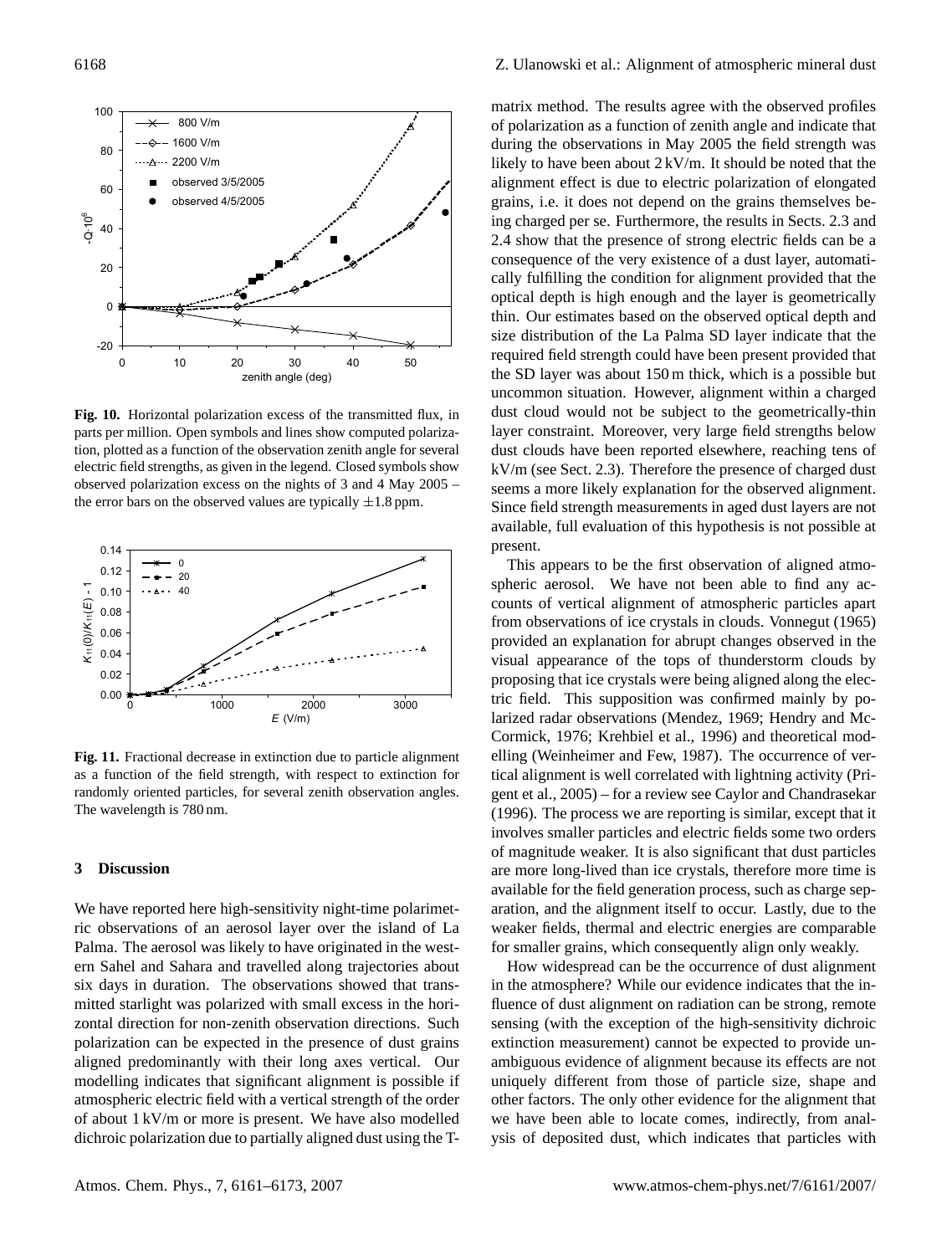**Fig. 10.** Horizontal polarization excess of the transmitted flux, in parts per million. Open symbols and lines show computed polarization, plotted as a function of the observation zenith angle for several electric field strengths, as given in the legend. Closed symbols show observed polarization excess on the nights of 3 and 4 May 2005 – the error bars on the observed values are typically $\pm 1.8$ ppm.

**Fig. 11.** Fractional decrease in extinction due to particle alignment as a function of the field strength, with respect to extinction for randomly oriented particles, for several zenith observation angles. The wavelength is 780 nm.

## 3 Discussion

We have reported here high-sensitivity night-time polarimetric observations of an aerosol layer over the island of La Palma. The aerosol was likely to have originated in the western Sahel and Sahara and travelled along trajectories about six days in duration. The observations showed that transmitted starlight was polarized with small excess in the horizontal direction for non-zenith observation directions. Such polarization can be expected in the presence of dust grains aligned predominantly with their long axes vertical. Our modelling indicates that significant alignment is possible if atmospheric electric field with a vertical strength of the order of about 1 kV/m or more is present. We have also modelled dichroic polarization due to partially aligned dust using the T-matrix method. The results agree with the observed profiles of polarization as a function of zenith angle and indicate that during the observations in May 2005 the field strength was likely to have been about 2 kV/m. It should be noted that the alignment effect is due to electric polarization of elongated grains, i.e. it does not depend on the grains themselves being charged per se. Furthermore, the results in Sects. 2.3 and 2.4 show that the presence of strong electric fields can be a consequence of the very existence of a dust layer, automatically fulfilling the condition for alignment provided that the optical depth is high enough and the layer is geometrically thin. Our estimates based on the observed optical depth and size distribution of the La Palma SD layer indicate that the required field strength could have been present provided that the SD layer was about 150 m thick, which is a possible but uncommon situation. However, alignment within a charged dust cloud would not be subject to the geometrically-thin layer constraint. Moreover, very large field strengths below dust clouds have been reported elsewhere, reaching tens of kV/m (see Sect. 2.3). Therefore the presence of charged dust seems a more likely explanation for the observed alignment. Since field strength measurements in aged dust layers are not available, full evaluation of this hypothesis is not possible at present.

This appears to be the first observation of aligned atmospheric aerosol. We have not been able to find any accounts of vertical alignment of atmospheric particles apart from observations of ice crystals in clouds. Vonnegut (1965) provided an explanation for abrupt changes observed in the visual appearance of the tops of thunderstorm clouds by proposing that ice crystals were being aligned along the electric field. This supposition was confirmed mainly by polarized radar observations (Mendez, 1969; Hendry and McCormick, 1976; Krehbiel et al., 1996) and theoretical modelling (Weinheimer and Few, 1987). The occurrence of vertical alignment is well correlated with lightning activity (Prigent et al., 2005) – for a review see Caylor and Chandrasekar (1996). The process we are reporting is similar, except that it involves smaller particles and electric fields some two orders of magnitude weaker. It is also significant that dust particles are more long-lived than ice crystals, therefore more time is available for the field generation process, such as charge separation, and the alignment itself to occur. Lastly, due to the weaker fields, thermal and electric energies are comparable for smaller grains, which consequently align only weakly.

How widespread can be the occurrence of dust alignment in the atmosphere? While our evidence indicates that the influence of dust alignment on radiation can be strong, remote sensing (with the exception of the high-sensitivity dichroic extinction measurement) cannot be expected to provide unambiguous evidence of alignment because its effects are not uniquely different from those of particle size, shape and other factors. The only other evidence for the alignment that we have been able to locate comes, indirectly, from analysis of deposited dust, which indicates that particles with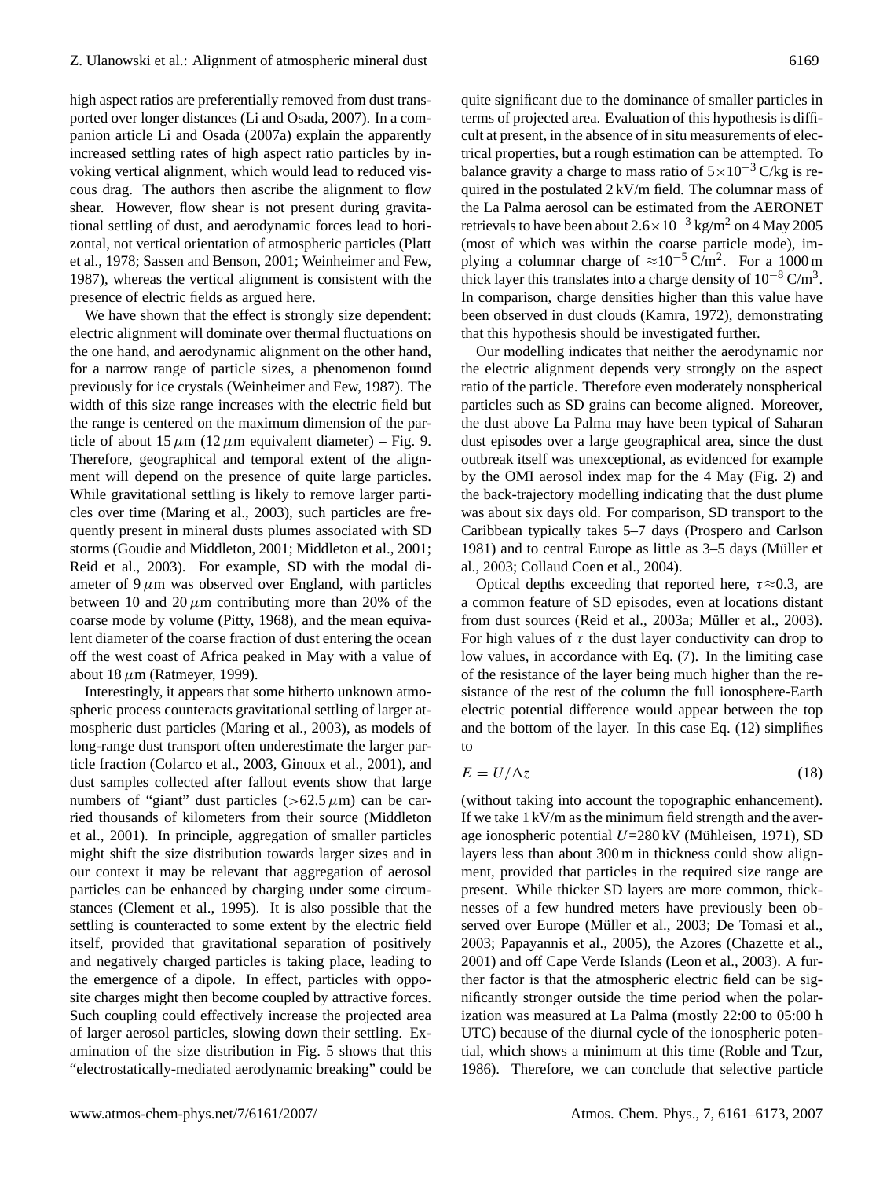high aspect ratios are preferentially removed from dust transported over longer distances (Li and Osada, 2007). In a companion article Li and Osada (2007a) explain the apparently increased settling rates of high aspect ratio particles by invoking vertical alignment, which would lead to reduced viscous drag. The authors then ascribe the alignment to flow shear. However, flow shear is not present during gravitational settling of dust, and aerodynamic forces lead to horizontal, not vertical orientation of atmospheric particles (Platt et al., 1978; Sassen and Benson, 2001; Weinheimer and Few, 1987), whereas the vertical alignment is consistent with the presence of electric fields as argued here.

We have shown that the effect is strongly size dependent: electric alignment will dominate over thermal fluctuations on the one hand, and aerodynamic alignment on the other hand, for a narrow range of particle sizes, a phenomenon found previously for ice crystals (Weinheimer and Few, 1987). The width of this size range increases with the electric field but the range is centered on the maximum dimension of the particle of about 15 $\mu$m (12 $\mu$m equivalent diameter) – Fig. 9. Therefore, geographical and temporal extent of the alignment will depend on the presence of quite large particles. While gravitational settling is likely to remove larger particles over time (Maring et al., 2003), such particles are frequently present in mineral dusts plumes associated with SD storms (Goudie and Middleton, 2001; Middleton et al., 2001; Reid et al., 2003). For example, SD with the modal diameter of 9 $\mu$m was observed over England, with particles between 10 and 20 $\mu$m contributing more than 20% of the coarse mode by volume (Pitty, 1968), and the mean equivalent diameter of the coarse fraction of dust entering the ocean off the west coast of Africa peaked in May with a value of about 18 $\mu$m (Ratmeyer, 1999).

Interestingly, it appears that some hitherto unknown atmospheric process counteracts gravitational settling of larger atmospheric dust particles (Maring et al., 2003), as models of long-range dust transport often underestimate the larger particle fraction (Colarco et al., 2003, Ginoux et al., 2001), and dust samples collected after fallout events show that large numbers of "giant" dust particles (>62.5 $\mu$m) can be carried thousands of kilometers from their source (Middleton et al., 2001). In principle, aggregation of smaller particles might shift the size distribution towards larger sizes and in our context it may be relevant that aggregation of aerosol particles can be enhanced by charging under some circumstances (Clement et al., 1995). It is also possible that the settling is counteracted to some extent by the electric field itself, provided that gravitational separation of positively and negatively charged particles is taking place, leading to the emergence of a dipole. In effect, particles with opposite charges might then become coupled by attractive forces. Such coupling could effectively increase the projected area of larger aerosol particles, slowing down their settling. Examination of the size distribution in Fig. 5 shows that this "electrostatically-mediated aerodynamic breaking" could be quite significant due to the dominance of smaller particles in terms of projected area. Evaluation of this hypothesis is difficult at present, in the absence of in situ measurements of electrical properties, but a rough estimation can be attempted. To balance gravity a charge to mass ratio of $5\times10^{-3}$ C/kg is required in the postulated 2 kV/m field. The columnar mass of the La Palma aerosol can be estimated from the AERONET retrievals to have been about $2.6\times10^{-3}$ kg/m$^2$ on 4 May 2005 (most of which was within the coarse particle mode), implying a columnar charge of $\approx10^{-5}$ C/m$^2$. For a 1000 m thick layer this translates into a charge density of $10^{-8}$ C/m$^3$. In comparison, charge densities higher than this value have been observed in dust clouds (Kamra, 1972), demonstrating that this hypothesis should be investigated further.

Our modelling indicates that neither the aerodynamic nor the electric alignment depends very strongly on the aspect ratio of the particle. Therefore even moderately nonspherical particles such as SD grains can become aligned. Moreover, the dust above La Palma may have been typical of Saharan dust episodes over a large geographical area, since the dust outbreak itself was unexceptional, as evidenced for example by the OMI aerosol index map for the 4 May (Fig. 2) and the back-trajectory modelling indicating that the dust plume was about six days old. For comparison, SD transport to the Caribbean typically takes 5–7 days (Prospero and Carlson 1981) and to central Europe as little as 3–5 days (Müller et al., 2003; Collaud Coen et al., 2004).

Optical depths exceeding that reported here, $\tau\approx0.3$, are a common feature of SD episodes, even at locations distant from dust sources (Reid et al., 2003a; Müller et al., 2003). For high values of $\tau$ the dust layer conductivity can drop to low values, in accordance with Eq. (7). In the limiting case of the resistance of the layer being much higher than the resistance of the rest of the column the full ionosphere-Earth electric potential difference would appear between the top and the bottom of the layer. In this case Eq. (12) simplifies to

$$E = U/\Delta z \tag{18}$$

(without taking into account the topographic enhancement). If we take 1 kV/m as the minimum field strength and the average ionospheric potential $U$=280 kV (Mühleisen, 1971), SD layers less than about 300 m in thickness could show alignment, provided that particles in the required size range are present. While thicker SD layers are more common, thicknesses of a few hundred meters have previously been observed over Europe (Müller et al., 2003; De Tomasi et al., 2003; Papayannis et al., 2005), the Azores (Chazette et al., 2001) and off Cape Verde Islands (Leon et al., 2003). A further factor is that the atmospheric electric field can be significantly stronger outside the time period when the polarization was measured at La Palma (mostly 22:00 to 05:00 h UTC) because of the diurnal cycle of the ionospheric potential, which shows a minimum at this time (Roble and Tzur, 1986). Therefore, we can conclude that selective particle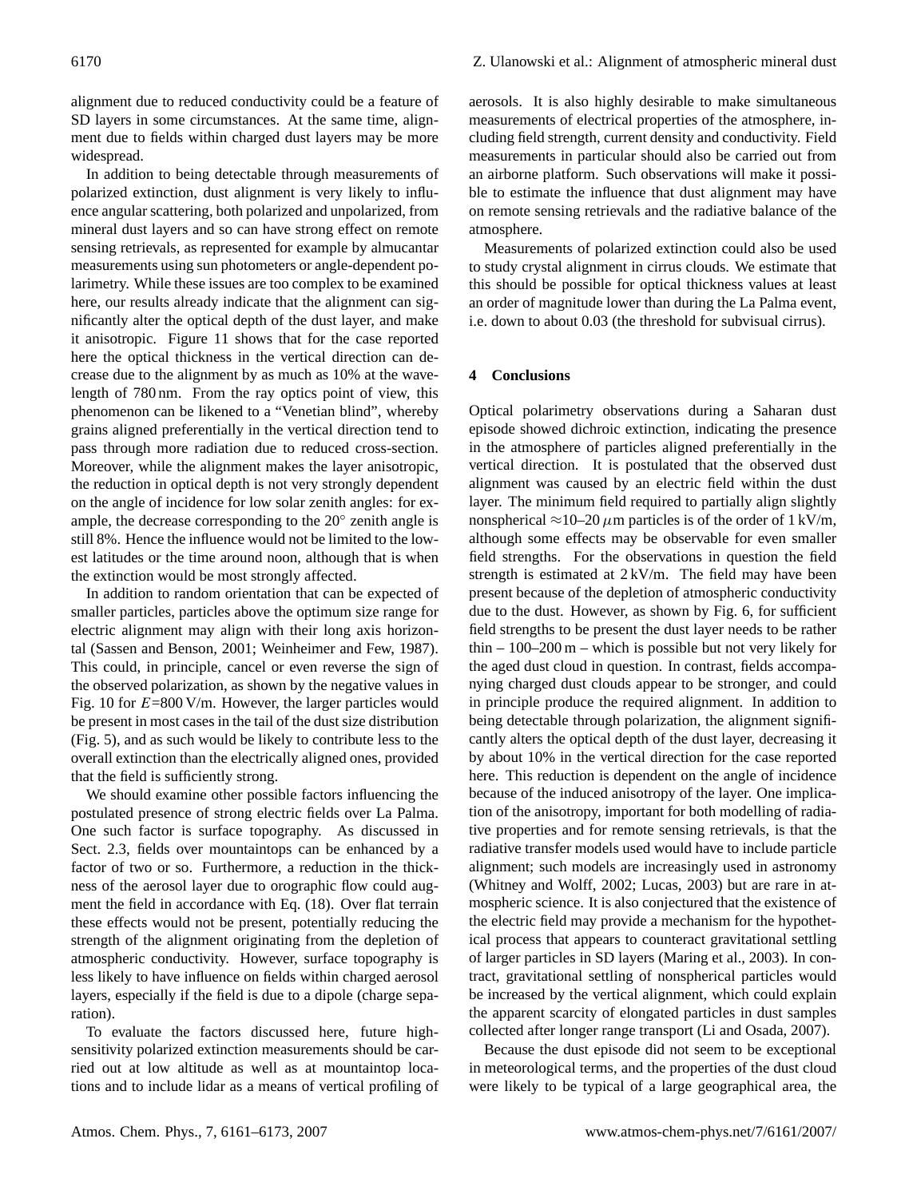alignment due to reduced conductivity could be a feature of SD layers in some circumstances. At the same time, alignment due to fields within charged dust layers may be more widespread.

In addition to being detectable through measurements of polarized extinction, dust alignment is very likely to influence angular scattering, both polarized and unpolarized, from mineral dust layers and so can have strong effect on remote sensing retrievals, as represented for example by almucantar measurements using sun photometers or angle-dependent polarimetry. While these issues are too complex to be examined here, our results already indicate that the alignment can significantly alter the optical depth of the dust layer, and make it anisotropic. Figure 11 shows that for the case reported here the optical thickness in the vertical direction can decrease due to the alignment by as much as 10% at the wavelength of 780 nm. From the ray optics point of view, this phenomenon can be likened to a "Venetian blind", whereby grains aligned preferentially in the vertical direction tend to pass through more radiation due to reduced cross-section. Moreover, while the alignment makes the layer anisotropic, the reduction in optical depth is not very strongly dependent on the angle of incidence for low solar zenith angles: for example, the decrease corresponding to the 20° zenith angle is still 8%. Hence the influence would not be limited to the lowest latitudes or the time around noon, although that is when the extinction would be most strongly affected.

In addition to random orientation that can be expected of smaller particles, particles above the optimum size range for electric alignment may align with their long axis horizontal (Sassen and Benson, 2001; Weinheimer and Few, 1987). This could, in principle, cancel or even reverse the sign of the observed polarization, as shown by the negative values in Fig. 10 for $E$=800 V/m. However, the larger particles would be present in most cases in the tail of the dust size distribution (Fig. 5), and as such would be likely to contribute less to the overall extinction than the electrically aligned ones, provided that the field is sufficiently strong.

We should examine other possible factors influencing the postulated presence of strong electric fields over La Palma. One such factor is surface topography. As discussed in Sect. 2.3, fields over mountaintops can be enhanced by a factor of two or so. Furthermore, a reduction in the thickness of the aerosol layer due to orographic flow could augment the field in accordance with Eq. (18). Over flat terrain these effects would not be present, potentially reducing the strength of the alignment originating from the depletion of atmospheric conductivity. However, surface topography is less likely to have influence on fields within charged aerosol layers, especially if the field is due to a dipole (charge separation).

To evaluate the factors discussed here, future high-sensitivity polarized extinction measurements should be carried out at low altitude as well as at mountaintop locations and to include lidar as a means of vertical profiling of aerosols. It is also highly desirable to make simultaneous measurements of electrical properties of the atmosphere, including field strength, current density and conductivity. Field measurements in particular should also be carried out from an airborne platform. Such observations will make it possible to estimate the influence that dust alignment may have on remote sensing retrievals and the radiative balance of the atmosphere.

Measurements of polarized extinction could also be used to study crystal alignment in cirrus clouds. We estimate that this should be possible for optical thickness values at least an order of magnitude lower than during the La Palma event, i.e. down to about 0.03 (the threshold for subvisual cirrus).

## 4 Conclusions

Optical polarimetry observations during a Saharan dust episode showed dichroic extinction, indicating the presence in the atmosphere of particles aligned preferentially in the vertical direction. It is postulated that the observed dust alignment was caused by an electric field within the dust layer. The minimum field required to partially align slightly nonspherical $\approx$10–20 $\mu$m particles is of the order of 1 kV/m, although some effects may be observable for even smaller field strengths. For the observations in question the field strength is estimated at 2 kV/m. The field may have been present because of the depletion of atmospheric conductivity due to the dust. However, as shown by Fig. 6, for sufficient field strengths to be present the dust layer needs to be rather thin – 100–200 m – which is possible but not very likely for the aged dust cloud in question. In contrast, fields accompanying charged dust clouds appear to be stronger, and could in principle produce the required alignment. In addition to being detectable through polarization, the alignment significantly alters the optical depth of the dust layer, decreasing it by about 10% in the vertical direction for the case reported here. This reduction is dependent on the angle of incidence because of the induced anisotropy of the layer. One implication of the anisotropy, important for both modelling of radiative properties and for remote sensing retrievals, is that the radiative transfer models used would have to include particle alignment; such models are increasingly used in astronomy (Whitney and Wolff, 2002; Lucas, 2003) but are rare in atmospheric science. It is also conjectured that the existence of the electric field may provide a mechanism for the hypothetical process that appears to counteract gravitational settling of larger particles in SD layers (Maring et al., 2003). In contract, gravitational settling of nonspherical particles would be increased by the vertical alignment, which could explain the apparent scarcity of elongated particles in dust samples collected after longer range transport (Li and Osada, 2007).

Because the dust episode did not seem to be exceptional in meteorological terms, and the properties of the dust cloud were likely to be typical of a large geographical area, the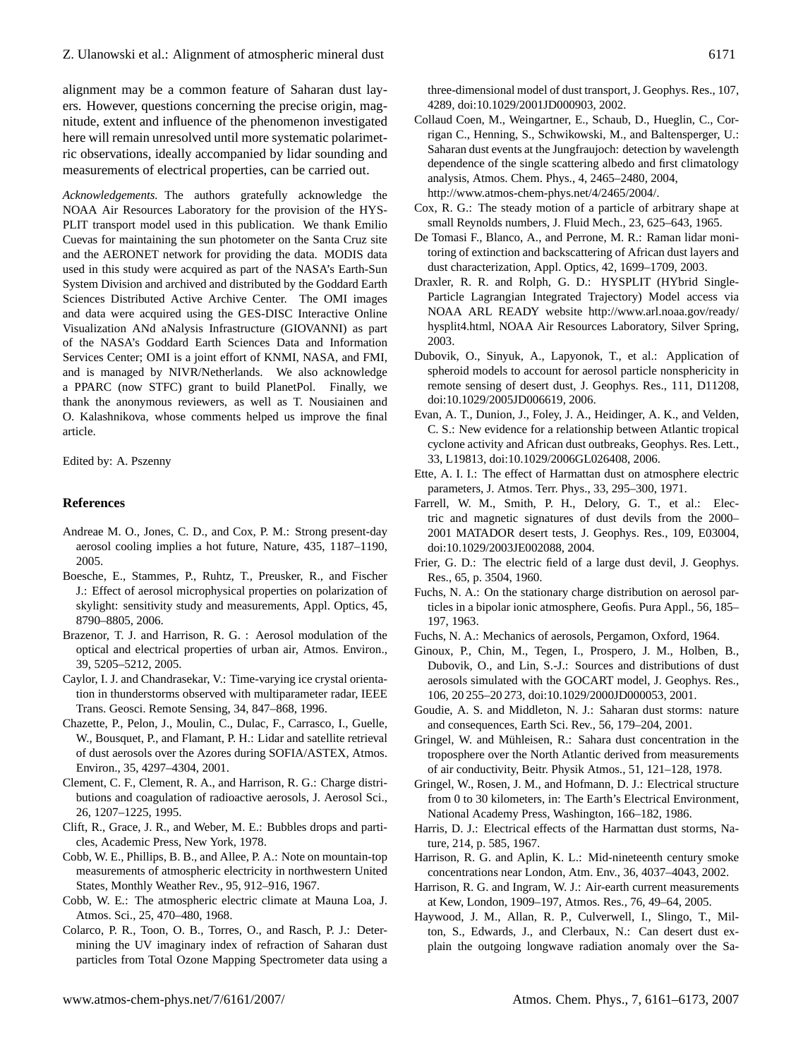alignment may be a common feature of Saharan dust layers. However, questions concerning the precise origin, magnitude, extent and influence of the phenomenon investigated here will remain unresolved until more systematic polarimetric observations, ideally accompanied by lidar sounding and measurements of electrical properties, can be carried out.

*Acknowledgements.* The authors gratefully acknowledge the NOAA Air Resources Laboratory for the provision of the HYSPLIT transport model used in this publication. We thank Emilio Cuevas for maintaining the sun photometer on the Santa Cruz site and the AERONET network for providing the data. MODIS data used in this study were acquired as part of the NASA's Earth-Sun System Division and archived and distributed by the Goddard Earth Sciences Distributed Active Archive Center. The OMI images and data were acquired using the GES-DISC Interactive Online Visualization ANd aNalysis Infrastructure (GIOVANNI) as part of the NASA's Goddard Earth Sciences Data and Information Services Center; OMI is a joint effort of KNMI, NASA, and FMI, and is managed by NIVR/Netherlands. We also acknowledge a PPARC (now STFC) grant to build PlanetPol. Finally, we thank the anonymous reviewers, as well as T. Nousiainen and O. Kalashnikova, whose comments helped us improve the final article.

Edited by: A. Pszenny

## References

Andreae M. O., Jones, C. D., and Cox, P. M.: Strong present-day aerosol cooling implies a hot future, Nature, 435, 1187–1190, 2005.

Boesche, E., Stammes, P., Ruhtz, T., Preusker, R., and Fischer J.: Effect of aerosol microphysical properties on polarization of skylight: sensitivity study and measurements, Appl. Optics, 45, 8790–8805, 2006.

Brazenor, T. J. and Harrison, R. G. : Aerosol modulation of the optical and electrical properties of urban air, Atmos. Environ., 39, 5205–5212, 2005.

Caylor, I. J. and Chandrasekar, V.: Time-varying ice crystal orientation in thunderstorms observed with multiparameter radar, IEEE Trans. Geosci. Remote Sensing, 34, 847–868, 1996.

Chazette, P., Pelon, J., Moulin, C., Dulac, F., Carrasco, I., Guelle, W., Bousquet, P., and Flamant, P. H.: Lidar and satellite retrieval of dust aerosols over the Azores during SOFIA/ASTEX, Atmos. Environ., 35, 4297–4304, 2001.

Clement, C. F., Clement, R. A., and Harrison, R. G.: Charge distributions and coagulation of radioactive aerosols, J. Aerosol Sci., 26, 1207–1225, 1995.

Clift, R., Grace, J. R., and Weber, M. E.: Bubbles drops and particles, Academic Press, New York, 1978.

Cobb, W. E., Phillips, B. B., and Allee, P. A.: Note on mountain-top measurements of atmospheric electricity in northwestern United States, Monthly Weather Rev., 95, 912–916, 1967.

Cobb, W. E.: The atmospheric electric climate at Mauna Loa, J. Atmos. Sci., 25, 470–480, 1968.

Colarco, P. R., Toon, O. B., Torres, O., and Rasch, P. J.: Determining the UV imaginary index of refraction of Saharan dust particles from Total Ozone Mapping Spectrometer data using a three-dimensional model of dust transport, J. Geophys. Res., 107, 4289, doi:10.1029/2001JD000903, 2002.

Collaud Coen, M., Weingartner, E., Schaub, D., Hueglin, C., Corrigan C., Henning, S., Schwikowski, M., and Baltensperger, U.: Saharan dust events at the Jungfraujoch: detection by wavelength dependence of the single scattering albedo and first climatology analysis, Atmos. Chem. Phys., 4, 2465–2480, 2004, http://www.atmos-chem-phys.net/4/2465/2004/.

Cox, R. G.: The steady motion of a particle of arbitrary shape at small Reynolds numbers, J. Fluid Mech., 23, 625–643, 1965.

De Tomasi F., Blanco, A., and Perrone, M. R.: Raman lidar monitoring of extinction and backscattering of African dust layers and dust characterization, Appl. Optics, 42, 1699–1709, 2003.

Draxler, R. R. and Rolph, G. D.: HYSPLIT (HYbrid Single-Particle Lagrangian Integrated Trajectory) Model access via NOAA ARL READY website http://www.arl.noaa.gov/ready/hysplit4.html, NOAA Air Resources Laboratory, Silver Spring, 2003.

Dubovik, O., Sinyuk, A., Lapyonok, T., et al.: Application of spheroid models to account for aerosol particle nonsphericity in remote sensing of desert dust, J. Geophys. Res., 111, D11208, doi:10.1029/2005JD006619, 2006.

Evan, A. T., Dunion, J., Foley, J. A., Heidinger, A. K., and Velden, C. S.: New evidence for a relationship between Atlantic tropical cyclone activity and African dust outbreaks, Geophys. Res. Lett., 33, L19813, doi:10.1029/2006GL026408, 2006.

Ette, A. I. I.: The effect of Harmattan dust on atmosphere electric parameters, J. Atmos. Terr. Phys., 33, 295–300, 1971.

Farrell, W. M., Smith, P. H., Delory, G. T., et al.: Electric and magnetic signatures of dust devils from the 2000–2001 MATADOR desert tests, J. Geophys. Res., 109, E03004, doi:10.1029/2003JE002088, 2004.

Frier, G. D.: The electric field of a large dust devil, J. Geophys. Res., 65, p. 3504, 1960.

Fuchs, N. A.: On the stationary charge distribution on aerosol particles in a bipolar ionic atmosphere, Geofis. Pura Appl., 56, 185–197, 1963.

Fuchs, N. A.: Mechanics of aerosols, Pergamon, Oxford, 1964.

Ginoux, P., Chin, M., Tegen, I., Prospero, J. M., Holben, B., Dubovik, O., and Lin, S.-J.: Sources and distributions of dust aerosols simulated with the GOCART model, J. Geophys. Res., 106, 20 255–20 273, doi:10.1029/2000JD000053, 2001.

Goudie, A. S. and Middleton, N. J.: Saharan dust storms: nature and consequences, Earth Sci. Rev., 56, 179–204, 2001.

Gringel, W. and Mühleisen, R.: Sahara dust concentration in the troposphere over the North Atlantic derived from measurements of air conductivity, Beitr. Physik Atmos., 51, 121–128, 1978.

Gringel, W., Rosen, J. M., and Hofmann, D. J.: Electrical structure from 0 to 30 kilometers, in: The Earth's Electrical Environment, National Academy Press, Washington, 166–182, 1986.

Harris, D. J.: Electrical effects of the Harmattan dust storms, Nature, 214, p. 585, 1967.

Harrison, R. G. and Aplin, K. L.: Mid-nineteenth century smoke concentrations near London, Atm. Env., 36, 4037–4043, 2002.

Harrison, R. G. and Ingram, W. J.: Air-earth current measurements at Kew, London, 1909–197, Atmos. Res., 76, 49–64, 2005.

Haywood, J. M., Allan, R. P., Culverwell, I., Slingo, T., Milton, S., Edwards, J., and Clerbaux, N.: Can desert dust explain the outgoing longwave radiation anomaly over the Sa-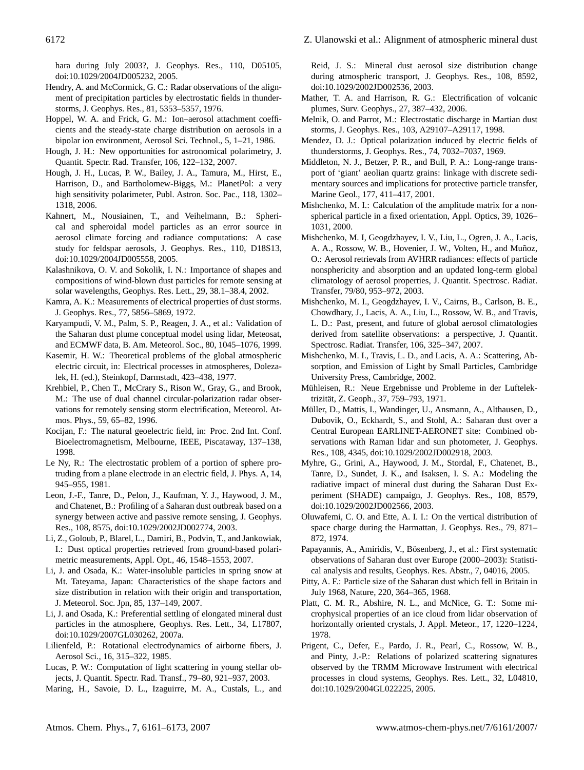hara during July 2003?, J. Geophys. Res., 110, D05105, doi:10.1029/2004JD005232, 2005.

Hendry, A. and McCormick, G. C.: Radar observations of the alignment of precipitation particles by electrostatic fields in thunderstorms, J. Geophys. Res., 81, 5353–5357, 1976.

Hoppel, W. A. and Frick, G. M.: Ion–aerosol attachment coefficients and the steady-state charge distribution on aerosols in a bipolar ion environment, Aerosol Sci. Technol., 5, 1–21, 1986.

Hough, J. H.: New opportunities for astronomical polarimetry, J. Quantit. Spectr. Rad. Transfer, 106, 122–132, 2007.

Hough, J. H., Lucas, P. W., Bailey, J. A., Tamura, M., Hirst, E., Harrison, D., and Bartholomew-Biggs, M.: PlanetPol: a very high sensitivity polarimeter, Publ. Astron. Soc. Pac., 118, 1302–1318, 2006.

Kahnert, M., Nousiainen, T., and Veihelmann, B.: Spherical and spheroidal model particles as an error source in aerosol climate forcing and radiance computations: A case study for feldspar aerosols, J. Geophys. Res., 110, D18S13, doi:10.1029/2004JD005558, 2005.

Kalashnikova, O. V. and Sokolik, I. N.: Importance of shapes and compositions of wind-blown dust particles for remote sensing at solar wavelengths, Geophys. Res. Lett., 29, 38.1–38.4, 2002.

Kamra, A. K.: Measurements of electrical properties of dust storms. J. Geophys. Res., 77, 5856–5869, 1972.

Karyampudi, V. M., Palm, S. P., Reagen, J. A., et al.: Validation of the Saharan dust plume conceptual model using lidar, Meteosat, and ECMWF data, B. Am. Meteorol. Soc., 80, 1045–1076, 1999.

Kasemir, H. W.: Theoretical problems of the global atmospheric electric circuit, in: Electrical processes in atmospheres, Dolezalek, H. (ed.), Steinkopf, Darmstadt, 423–438, 1977.

Krehbiel, P., Chen T., McCrary S., Rison W., Gray, G., and Brook, M.: The use of dual channel circular-polarization radar observations for remotely sensing storm electrification, Meteorol. Atmos. Phys., 59, 65–82, 1996.

Kocijan, F.: The natural geoelectric field, in: Proc. 2nd Int. Conf. Bioelectromagnetism, Melbourne, IEEE, Piscataway, 137–138, 1998.

Le Ny, R.: The electrostatic problem of a portion of sphere protruding from a plane electrode in an electric field, J. Phys. A, 14, 945–955, 1981.

Leon, J.-F., Tanre, D., Pelon, J., Kaufman, Y. J., Haywood, J. M., and Chatenet, B.: Profiling of a Saharan dust outbreak based on a synergy between active and passive remote sensing, J. Geophys. Res., 108, 8575, doi:10.1029/2002JD002774, 2003.

Li, Z., Goloub, P., Blarel, L., Damiri, B., Podvin, T., and Jankowiak, I.: Dust optical properties retrieved from ground-based polarimetric measurements, Appl. Opt., 46, 1548–1553, 2007.

Li, J. and Osada, K.: Water-insoluble particles in spring snow at Mt. Tateyama, Japan: Characteristics of the shape factors and size distribution in relation with their origin and transportation, J. Meteorol. Soc. Jpn, 85, 137–149, 2007.

Li, J. and Osada, K.: Preferential settling of elongated mineral dust particles in the atmosphere, Geophys. Res. Lett., 34, L17807, doi:10.1029/2007GL030262, 2007a.

Lilienfeld, P.: Rotational electrodynamics of airborne fibers, J. Aerosol Sci., 16, 315–322, 1985.

Lucas, P. W.: Computation of light scattering in young stellar objects, J. Quantit. Spectr. Rad. Transf., 79–80, 921–937, 2003.

Maring, H., Savoie, D. L., Izaguirre, M. A., Custals, L., and Reid, J. S.: Mineral dust aerosol size distribution change during atmospheric transport, J. Geophys. Res., 108, 8592, doi:10.1029/2002JD002536, 2003.

Mather, T. A. and Harrison, R. G.: Electrification of volcanic plumes, Surv. Geophys., 27, 387–432, 2006.

Melnik, O. and Parrot, M.: Electrostatic discharge in Martian dust storms, J. Geophys. Res., 103, A29107–A29117, 1998.

Mendez, D. J.: Optical polarization induced by electric fields of thunderstorms, J. Geophys. Res., 74, 7032–7037, 1969.

Middleton, N. J., Betzer, P. R., and Bull, P. A.: Long-range transport of 'giant' aeolian quartz grains: linkage with discrete sedimentary sources and implications for protective particle transfer, Marine Geol., 177, 411–417, 2001.

Mishchenko, M. I.: Calculation of the amplitude matrix for a nonspherical particle in a fixed orientation, Appl. Optics, 39, 1026–1031, 2000.

Mishchenko, M. I, Geogdzhayev, I. V., Liu, L., Ogren, J. A., Lacis, A. A., Rossow, W. B., Hovenier, J. W., Volten, H., and Muñoz, O.: Aerosol retrievals from AVHRR radiances: effects of particle nonsphericity and absorption and an updated long-term global climatology of aerosol properties, J. Quantit. Spectrosc. Radiat. Transfer, 79/80, 953–972, 2003.

Mishchenko, M. I., Geogdzhayev, I. V., Cairns, B., Carlson, B. E., Chowdhary, J., Lacis, A. A., Liu, L., Rossow, W. B., and Travis, L. D.: Past, present, and future of global aerosol climatologies derived from satellite observations: a perspective, J. Quantit. Spectrosc. Radiat. Transfer, 106, 325–347, 2007.

Mishchenko, M. I., Travis, L. D., and Lacis, A. A.: Scattering, Absorption, and Emission of Light by Small Particles, Cambridge University Press, Cambridge, 2002.

Mühleisen, R.: Neue Ergebnisse und Probleme in der Luftelektrizität, Z. Geoph., 37, 759–793, 1971.

Müller, D., Mattis, I., Wandinger, U., Ansmann, A., Althausen, D., Dubovik, O., Eckhardt, S., and Stohl, A.: Saharan dust over a Central European EARLINET-AERONET site: Combined observations with Raman lidar and sun photometer, J. Geophys. Res., 108, 4345, doi:10.1029/2002JD002918, 2003.

Myhre, G., Grini, A., Haywood, J. M., Stordal, F., Chatenet, B., Tanre, D., Sundet, J. K., and Isaksen, I. S. A.: Modeling the radiative impact of mineral dust during the Saharan Dust Experiment (SHADE) campaign, J. Geophys. Res., 108, 8579, doi:10.1029/2002JD002566, 2003.

Oluwafemi, C. O. and Ette, A. I. I.: On the vertical distribution of space charge during the Harmattan, J. Geophys. Res., 79, 871–872, 1974.

Papayannis, A., Amiridis, V., Bösenberg, J., et al.: First systematic observations of Saharan dust over Europe (2000–2003): Statistical analysis and results, Geophys. Res. Abstr., 7, 04016, 2005.

Pitty, A. F.: Particle size of the Saharan dust which fell in Britain in July 1968, Nature, 220, 364–365, 1968.

Platt, C. M. R., Abshire, N. L., and McNice, G. T.: Some microphysical properties of an ice cloud from lidar observation of horizontally oriented crystals, J. Appl. Meteor., 17, 1220–1224, 1978.

Prigent, C., Defer, E., Pardo, J. R., Pearl, C., Rossow, W. B., and Pinty, J.-P.: Relations of polarized scattering signatures observed by the TRMM Microwave Instrument with electrical processes in cloud systems, Geophys. Res. Lett., 32, L04810, doi:10.1029/2004GL022225, 2005.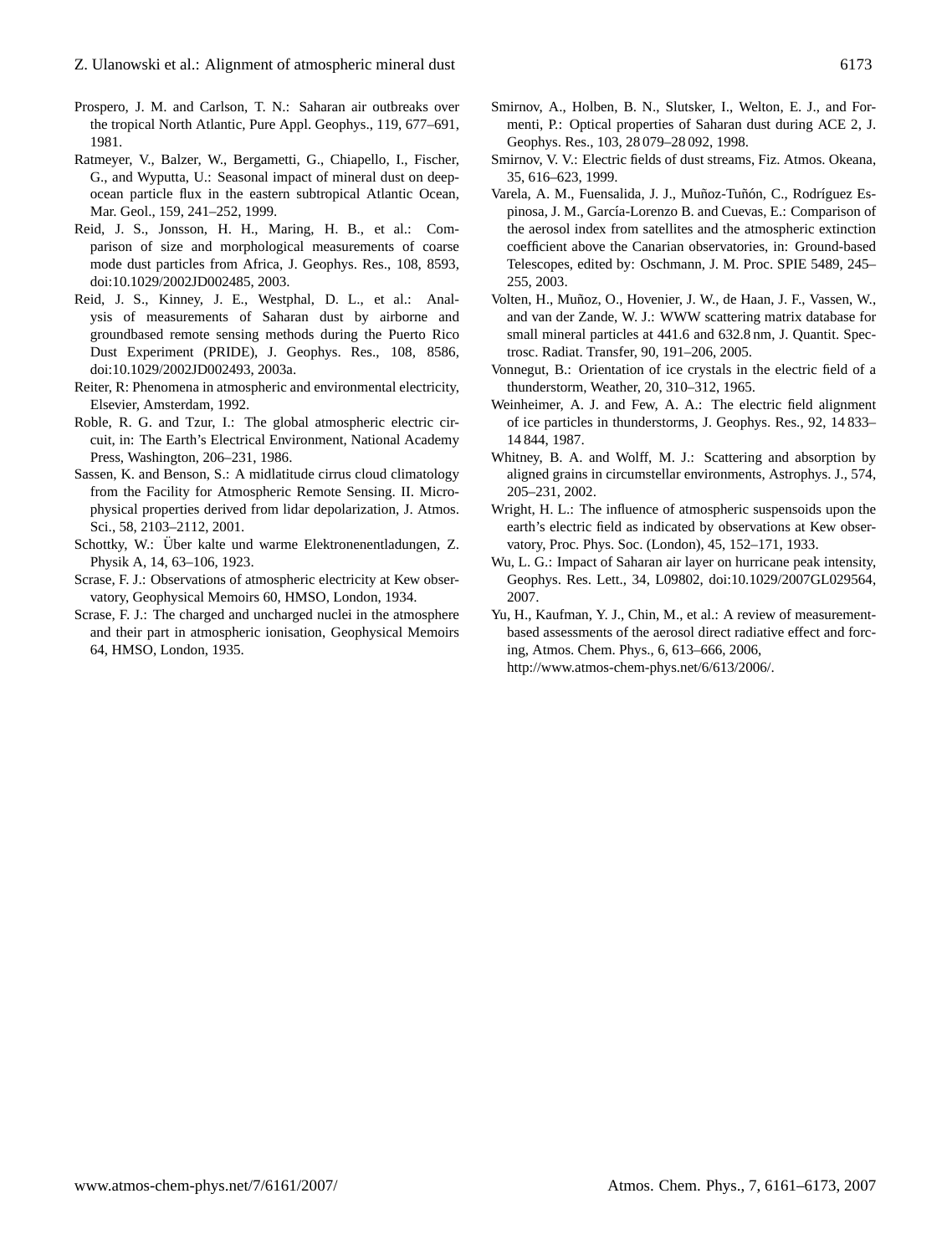Prospero, J. M. and Carlson, T. N.: Saharan air outbreaks over the tropical North Atlantic, Pure Appl. Geophys., 119, 677–691, 1981.

Ratmeyer, V., Balzer, W., Bergametti, G., Chiapello, I., Fischer, G., and Wyputta, U.: Seasonal impact of mineral dust on deep-ocean particle flux in the eastern subtropical Atlantic Ocean, Mar. Geol., 159, 241–252, 1999.

Reid, J. S., Jonsson, H. H., Maring, H. B., et al.: Comparison of size and morphological measurements of coarse mode dust particles from Africa, J. Geophys. Res., 108, 8593, doi:10.1029/2002JD002485, 2003.

Reid, J. S., Kinney, J. E., Westphal, D. L., et al.: Analysis of measurements of Saharan dust by airborne and groundbased remote sensing methods during the Puerto Rico Dust Experiment (PRIDE), J. Geophys. Res., 108, 8586, doi:10.1029/2002JD002493, 2003a.

Reiter, R: Phenomena in atmospheric and environmental electricity, Elsevier, Amsterdam, 1992.

Roble, R. G. and Tzur, I.: The global atmospheric electric circuit, in: The Earth's Electrical Environment, National Academy Press, Washington, 206–231, 1986.

Sassen, K. and Benson, S.: A midlatitude cirrus cloud climatology from the Facility for Atmospheric Remote Sensing. II. Microphysical properties derived from lidar depolarization, J. Atmos. Sci., 58, 2103–2112, 2001.

Schottky, W.: Über kalte und warme Elektronenentladungen, Z. Physik A, 14, 63–106, 1923.

Scrase, F. J.: Observations of atmospheric electricity at Kew observatory, Geophysical Memoirs 60, HMSO, London, 1934.

Scrase, F. J.: The charged and uncharged nuclei in the atmosphere and their part in atmospheric ionisation, Geophysical Memoirs 64, HMSO, London, 1935.

Smirnov, A., Holben, B. N., Slutsker, I., Welton, E. J., and Formenti, P.: Optical properties of Saharan dust during ACE 2, J. Geophys. Res., 103, 28 079–28 092, 1998.

Smirnov, V. V.: Electric fields of dust streams, Fiz. Atmos. Okeana, 35, 616–623, 1999.

Varela, A. M., Fuensalida, J. J., Muñoz-Tuñón, C., Rodríguez Espinosa, J. M., García-Lorenzo B. and Cuevas, E.: Comparison of the aerosol index from satellites and the atmospheric extinction coefficient above the Canarian observatories, in: Ground-based Telescopes, edited by: Oschmann, J. M. Proc. SPIE 5489, 245–255, 2003.

Volten, H., Muñoz, O., Hovenier, J. W., de Haan, J. F., Vassen, W., and van der Zande, W. J.: WWW scattering matrix database for small mineral particles at 441.6 and 632.8 nm, J. Quantit. Spectrosc. Radiat. Transfer, 90, 191–206, 2005.

Vonnegut, B.: Orientation of ice crystals in the electric field of a thunderstorm, Weather, 20, 310–312, 1965.

Weinheimer, A. J. and Few, A. A.: The electric field alignment of ice particles in thunderstorms, J. Geophys. Res., 92, 14 833–14 844, 1987.

Whitney, B. A. and Wolff, M. J.: Scattering and absorption by aligned grains in circumstellar environments, Astrophys. J., 574, 205–231, 2002.

Wright, H. L.: The influence of atmospheric suspensoids upon the earth's electric field as indicated by observations at Kew observatory, Proc. Phys. Soc. (London), 45, 152–171, 1933.

Wu, L. G.: Impact of Saharan air layer on hurricane peak intensity, Geophys. Res. Lett., 34, L09802, doi:10.1029/2007GL029564, 2007.

Yu, H., Kaufman, Y. J., Chin, M., et al.: A review of measurement-based assessments of the aerosol direct radiative effect and forcing, Atmos. Chem. Phys., 6, 613–666, 2006, http://www.atmos-chem-phys.net/6/613/2006/.